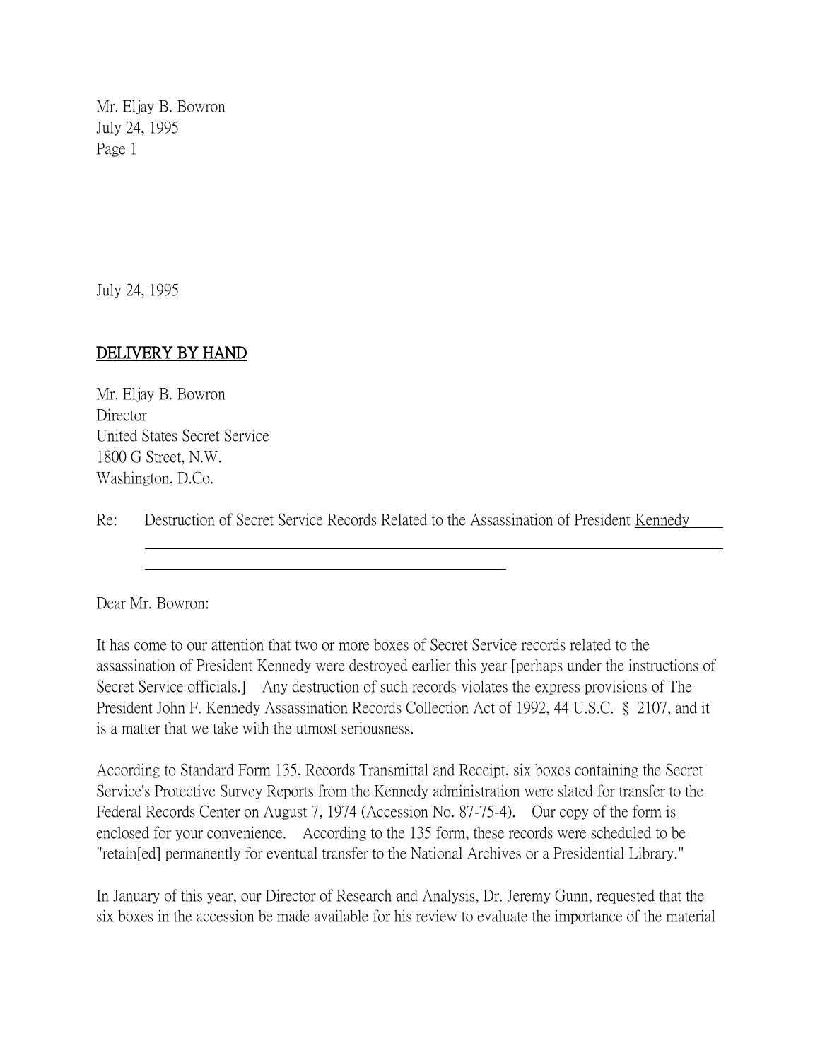July 24, 1995

**DELIVERY BY HAND**

Mr. Eljay B. Bowron
Director
United States Secret Service
1800 G Street, N.W.
Washington, D.Co.

Re: Destruction of Secret Service Records Related to the Assassination of President Kennedy

Dear Mr. Bowron:

It has come to our attention that two or more boxes of Secret Service records related to the assassination of President Kennedy were destroyed earlier this year [perhaps under the instructions of Secret Service officials.] Any destruction of such records violates the express provisions of The President John F. Kennedy Assassination Records Collection Act of 1992, 44 U.S.C. § 2107, and it is a matter that we take with the utmost seriousness.

According to Standard Form 135, Records Transmittal and Receipt, six boxes containing the Secret Service's Protective Survey Reports from the Kennedy administration were slated for transfer to the Federal Records Center on August 7, 1974 (Accession No. 87-75-4). Our copy of the form is enclosed for your convenience. According to the 135 form, these records were scheduled to be "retain[ed] permanently for eventual transfer to the National Archives or a Presidential Library."

In January of this year, our Director of Research and Analysis, Dr. Jeremy Gunn, requested that the six boxes in the accession be made available for his review to evaluate the importance of the material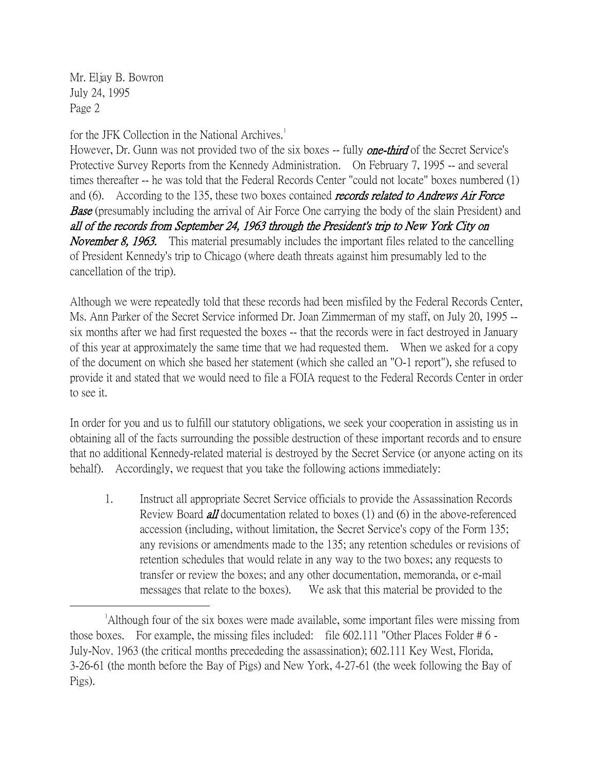Mr. Eljay B. Bowron
July 24, 1995
Page 2

for the JFK Collection in the National Archives.[1]

However, Dr. Gunn was not provided two of the six boxes -- fully ***one-third*** of the Secret Service's Protective Survey Reports from the Kennedy Administration. On February 7, 1995 -- and several times thereafter -- he was told that the Federal Records Center "could not locate" boxes numbered (1) and (6). According to the 135, these two boxes contained ***records related to Andrews Air Force Base*** (presumably including the arrival of Air Force One carrying the body of the slain President) and ***all of the records from September 24, 1963 through the President's trip to New York City on November 8, 1963.*** This material presumably includes the important files related to the cancelling of President Kennedy's trip to Chicago (where death threats against him presumably led to the cancellation of the trip).

Although we were repeatedly told that these records had been misfiled by the Federal Records Center, Ms. Ann Parker of the Secret Service informed Dr. Joan Zimmerman of my staff, on July 20, 1995 -- six months after we had first requested the boxes -- that the records were in fact destroyed in January of this year at approximately the same time that we had requested them. When we asked for a copy of the document on which she based her statement (which she called an "O-1 report"), she refused to provide it and stated that we would need to file a FOIA request to the Federal Records Center in order to see it.

In order for you and us to fulfill our statutory obligations, we seek your cooperation in assisting us in obtaining all of the facts surrounding the possible destruction of these important records and to ensure that no additional Kennedy-related material is destroyed by the Secret Service (or anyone acting on its behalf). Accordingly, we request that you take the following actions immediately:

1. Instruct all appropriate Secret Service officials to provide the Assassination Records Review Board ***all*** documentation related to boxes (1) and (6) in the above-referenced accession (including, without limitation, the Secret Service's copy of the Form 135; any revisions or amendments made to the 135; any retention schedules or revisions of retention schedules that would relate in any way to the two boxes; any requests to transfer or review the boxes; and any other documentation, memoranda, or e-mail messages that relate to the boxes). We ask that this material be provided to the

---

[1] Although four of the six boxes were made available, some important files were missing from those boxes. For example, the missing files included: file 602.111 "Other Places Folder # 6 - July-Nov. 1963 (the critical months precededing the assassination); 602.111 Key West, Florida, 3-26-61 (the month before the Bay of Pigs) and New York, 4-27-61 (the week following the Bay of Pigs).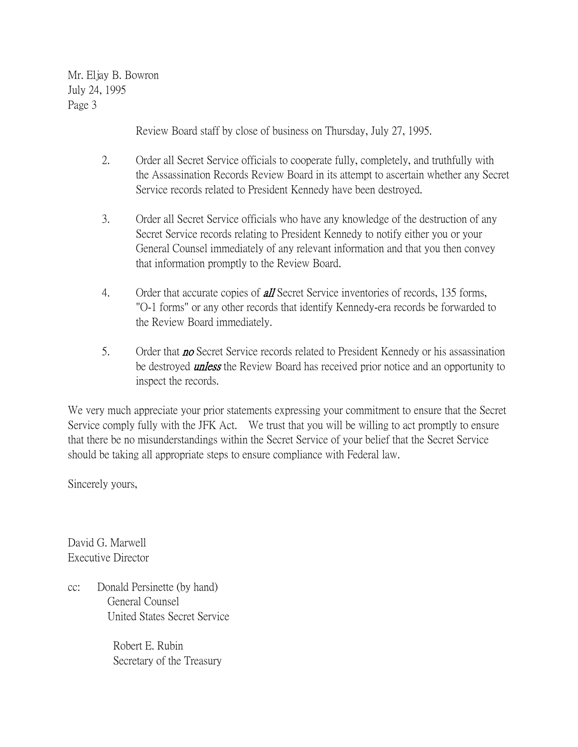Review Board staff by close of business on Thursday, July 27, 1995.

2. Order all Secret Service officials to cooperate fully, completely, and truthfully with the Assassination Records Review Board in its attempt to ascertain whether any Secret Service records related to President Kennedy have been destroyed.

3. Order all Secret Service officials who have any knowledge of the destruction of any Secret Service records relating to President Kennedy to notify either you or your General Counsel immediately of any relevant information and that you then convey that information promptly to the Review Board.

4. Order that accurate copies of ***all*** Secret Service inventories of records, 135 forms, "O-1 forms" or any other records that identify Kennedy-era records be forwarded to the Review Board immediately.

5. Order that ***no*** Secret Service records related to President Kennedy or his assassination be destroyed ***unless*** the Review Board has received prior notice and an opportunity to inspect the records.

We very much appreciate your prior statements expressing your commitment to ensure that the Secret Service comply fully with the JFK Act. We trust that you will be willing to act promptly to ensure that there be no misunderstandings within the Secret Service of your belief that the Secret Service should be taking all appropriate steps to ensure compliance with Federal law.

Sincerely yours,

David G. Marwell
Executive Director

cc: Donald Persinette (by hand)
General Counsel
United States Secret Service

Robert E. Rubin
Secretary of the Treasury